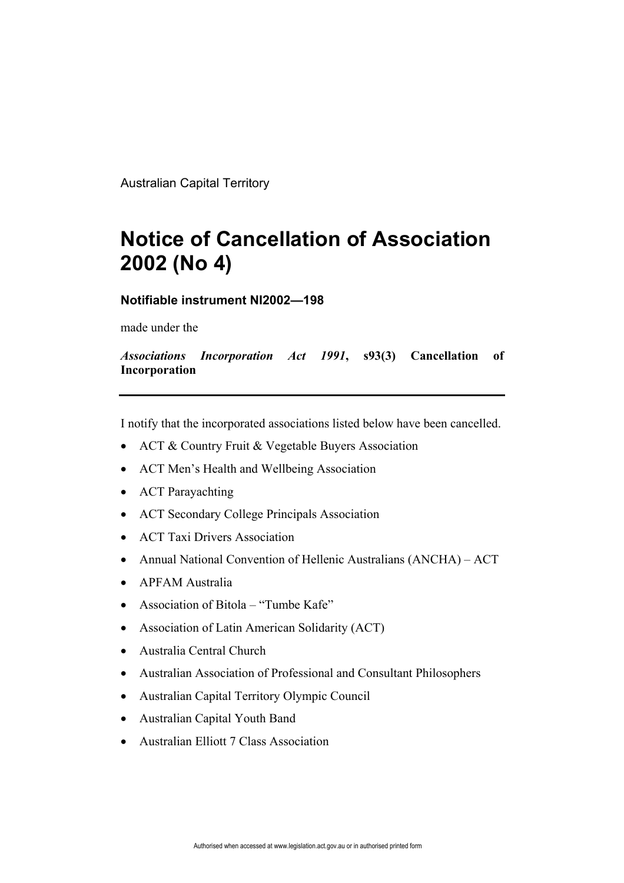Australian Capital Territory

# Notice of Cancellation of Association 2002 (No 4)

**Notifiable instrument NI2002—198**

made under the

***Associations Incorporation Act 1991*, s93(3) Cancellation of Incorporation**

---

I notify that the incorporated associations listed below have been cancelled.

- ACT & Country Fruit & Vegetable Buyers Association
- ACT Men's Health and Wellbeing Association
- ACT Parayachting
- ACT Secondary College Principals Association
- ACT Taxi Drivers Association
- Annual National Convention of Hellenic Australians (ANCHA) – ACT
- APFAM Australia
- Association of Bitola – "Tumbe Kafe"
- Association of Latin American Solidarity (ACT)
- Australia Central Church
- Australian Association of Professional and Consultant Philosophers
- Australian Capital Territory Olympic Council
- Australian Capital Youth Band
- Australian Elliott 7 Class Association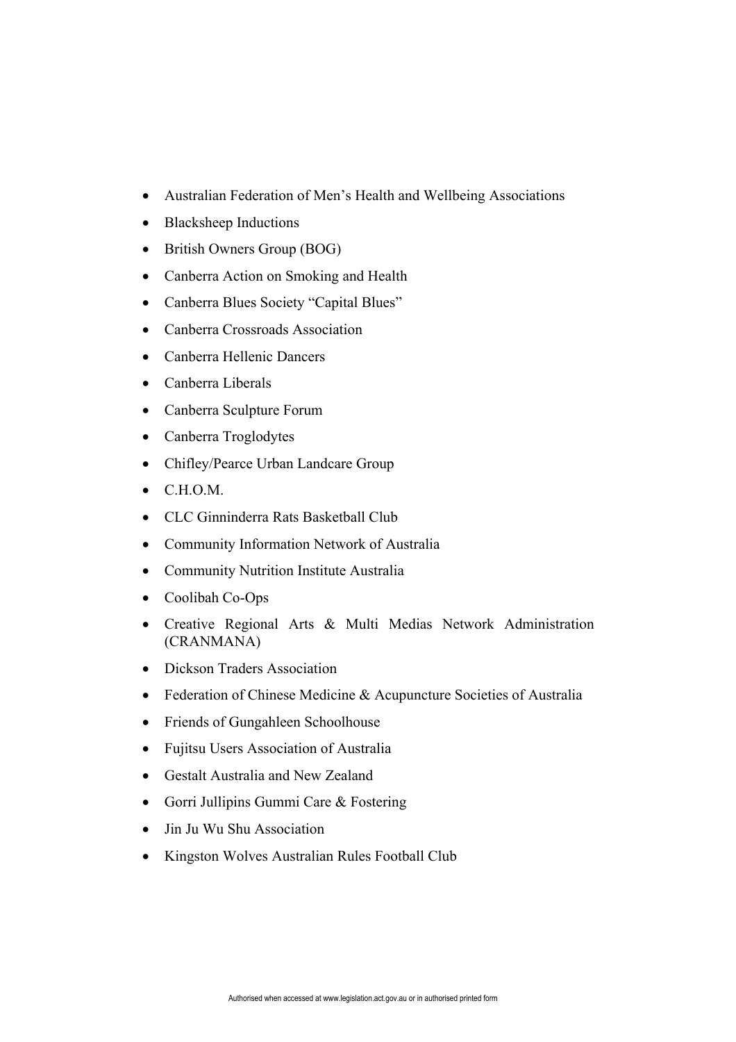- Australian Federation of Men's Health and Wellbeing Associations
- Blacksheep Inductions
- British Owners Group (BOG)
- Canberra Action on Smoking and Health
- Canberra Blues Society "Capital Blues"
- Canberra Crossroads Association
- Canberra Hellenic Dancers
- Canberra Liberals
- Canberra Sculpture Forum
- Canberra Troglodytes
- Chifley/Pearce Urban Landcare Group
- C.H.O.M.
- CLC Ginninderra Rats Basketball Club
- Community Information Network of Australia
- Community Nutrition Institute Australia
- Coolibah Co-Ops
- Creative Regional Arts & Multi Medias Network Administration (CRANMANA)
- Dickson Traders Association
- Federation of Chinese Medicine & Acupuncture Societies of Australia
- Friends of Gungahleen Schoolhouse
- Fujitsu Users Association of Australia
- Gestalt Australia and New Zealand
- Gorri Jullipins Gummi Care & Fostering
- Jin Ju Wu Shu Association
- Kingston Wolves Australian Rules Football Club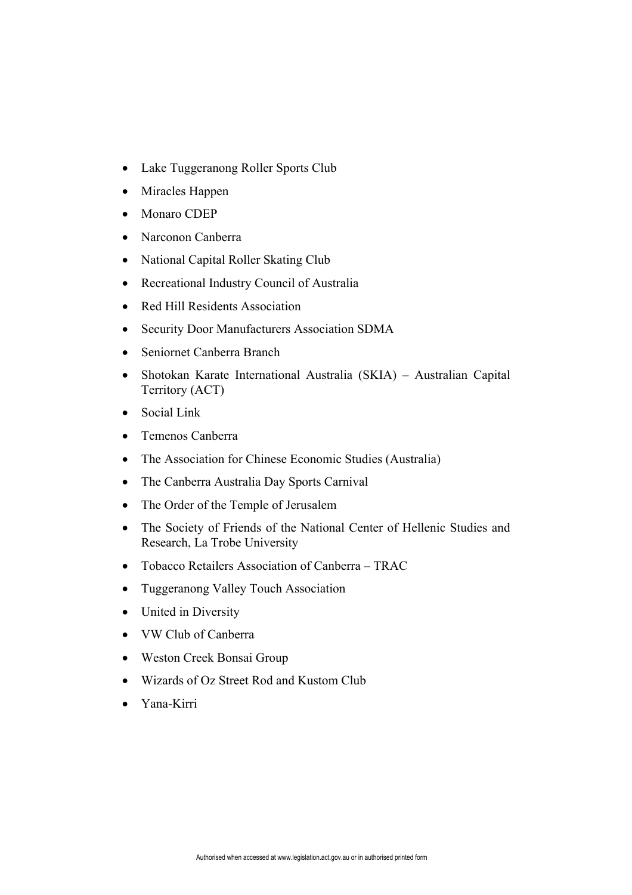- Lake Tuggeranong Roller Sports Club
- Miracles Happen
- Monaro CDEP
- Narconon Canberra
- National Capital Roller Skating Club
- Recreational Industry Council of Australia
- Red Hill Residents Association
- Security Door Manufacturers Association SDMA
- Seniornet Canberra Branch
- Shotokan Karate International Australia (SKIA) – Australian Capital Territory (ACT)
- Social Link
- Temenos Canberra
- The Association for Chinese Economic Studies (Australia)
- The Canberra Australia Day Sports Carnival
- The Order of the Temple of Jerusalem
- The Society of Friends of the National Center of Hellenic Studies and Research, La Trobe University
- Tobacco Retailers Association of Canberra – TRAC
- Tuggeranong Valley Touch Association
- United in Diversity
- VW Club of Canberra
- Weston Creek Bonsai Group
- Wizards of Oz Street Rod and Kustom Club
- Yana-Kirri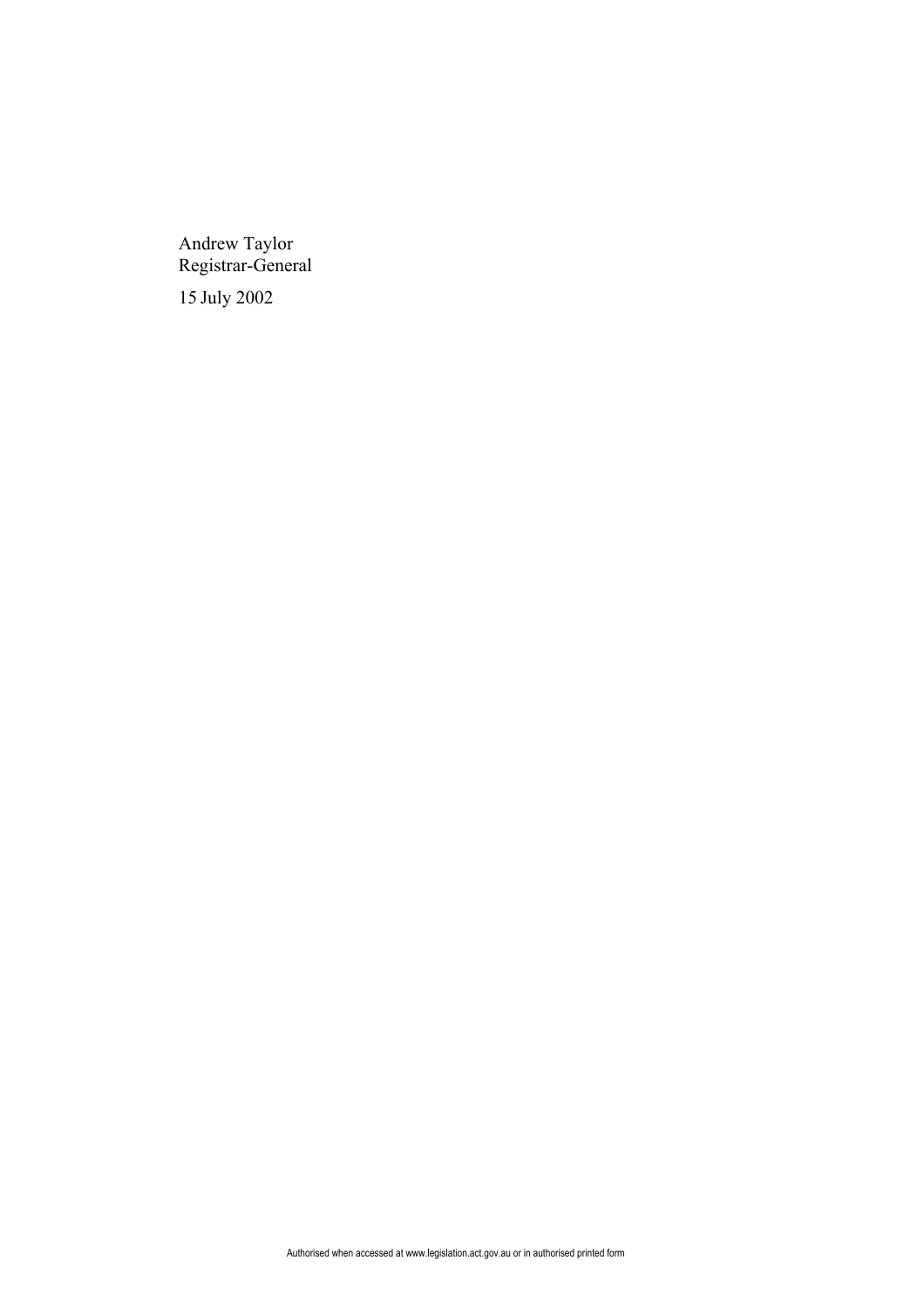Andrew Taylor
Registrar-General

15 July 2002